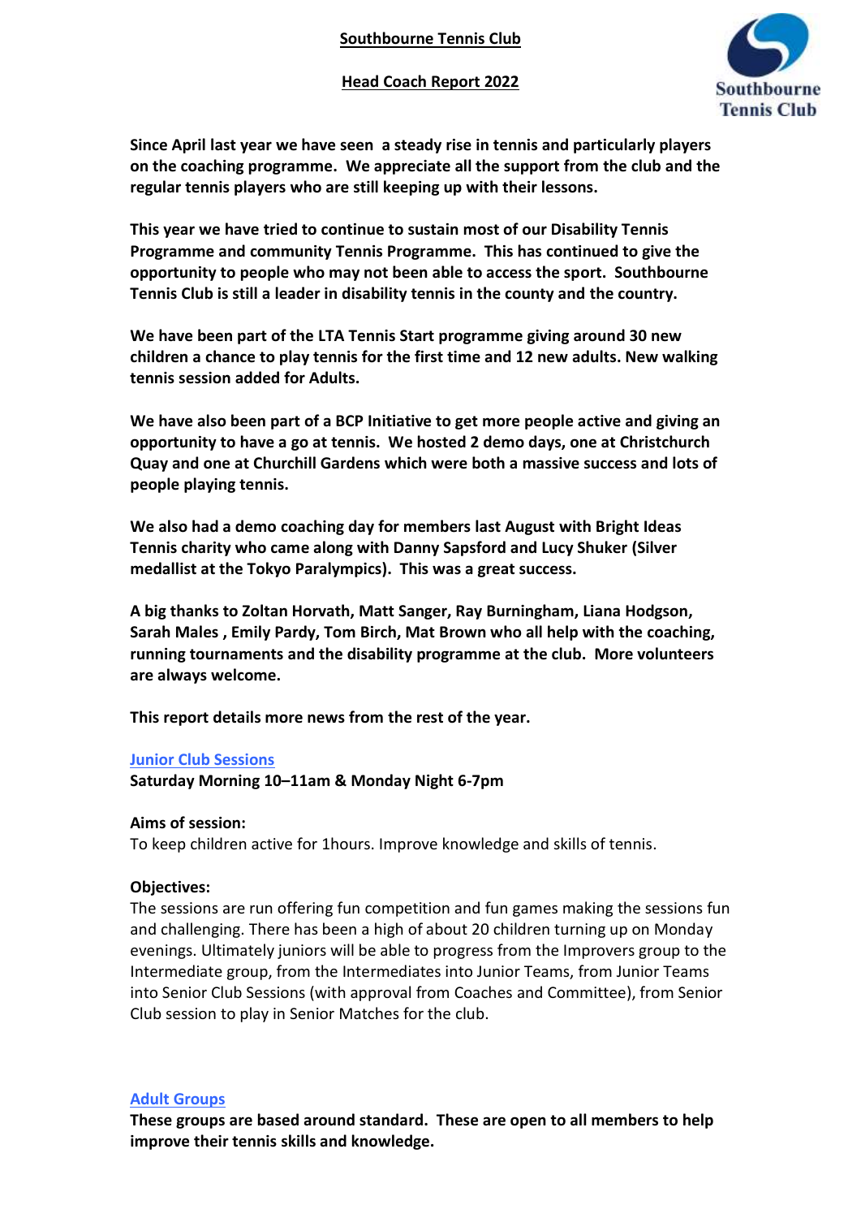# Southbourne Tennis Club

## Head Coach Report 2022

**Since April last year we have seen a steady rise in tennis and particularly players on the coaching programme. We appreciate all the support from the club and the regular tennis players who are still keeping up with their lessons.**

**This year we have tried to continue to sustain most of our Disability Tennis Programme and community Tennis Programme. This has continued to give the opportunity to people who may not been able to access the sport. Southbourne Tennis Club is still a leader in disability tennis in the county and the country.**

**We have been part of the LTA Tennis Start programme giving around 30 new children a chance to play tennis for the first time and 12 new adults. New walking tennis session added for Adults.**

**We have also been part of a BCP Initiative to get more people active and giving an opportunity to have a go at tennis. We hosted 2 demo days, one at Christchurch Quay and one at Churchill Gardens which were both a massive success and lots of people playing tennis.**

**We also had a demo coaching day for members last August with Bright Ideas Tennis charity who came along with Danny Sapsford and Lucy Shuker (Silver medallist at the Tokyo Paralympics). This was a great success.**

**A big thanks to Zoltan Horvath, Matt Sanger, Ray Burningham, Liana Hodgson, Sarah Males , Emily Pardy, Tom Birch, Mat Brown who all help with the coaching, running tournaments and the disability programme at the club. More volunteers are always welcome.**

**This report details more news from the rest of the year.**

### Junior Club Sessions

**Saturday Morning 10–11am & Monday Night 6-7pm**

**Aims of session:**
To keep children active for 1hours. Improve knowledge and skills of tennis.

**Objectives:**
The sessions are run offering fun competition and fun games making the sessions fun and challenging. There has been a high of about 20 children turning up on Monday evenings. Ultimately juniors will be able to progress from the Improvers group to the Intermediate group, from the Intermediates into Junior Teams, from Junior Teams into Senior Club Sessions (with approval from Coaches and Committee), from Senior Club session to play in Senior Matches for the club.

### Adult Groups

**These groups are based around standard. These are open to all members to help improve their tennis skills and knowledge.**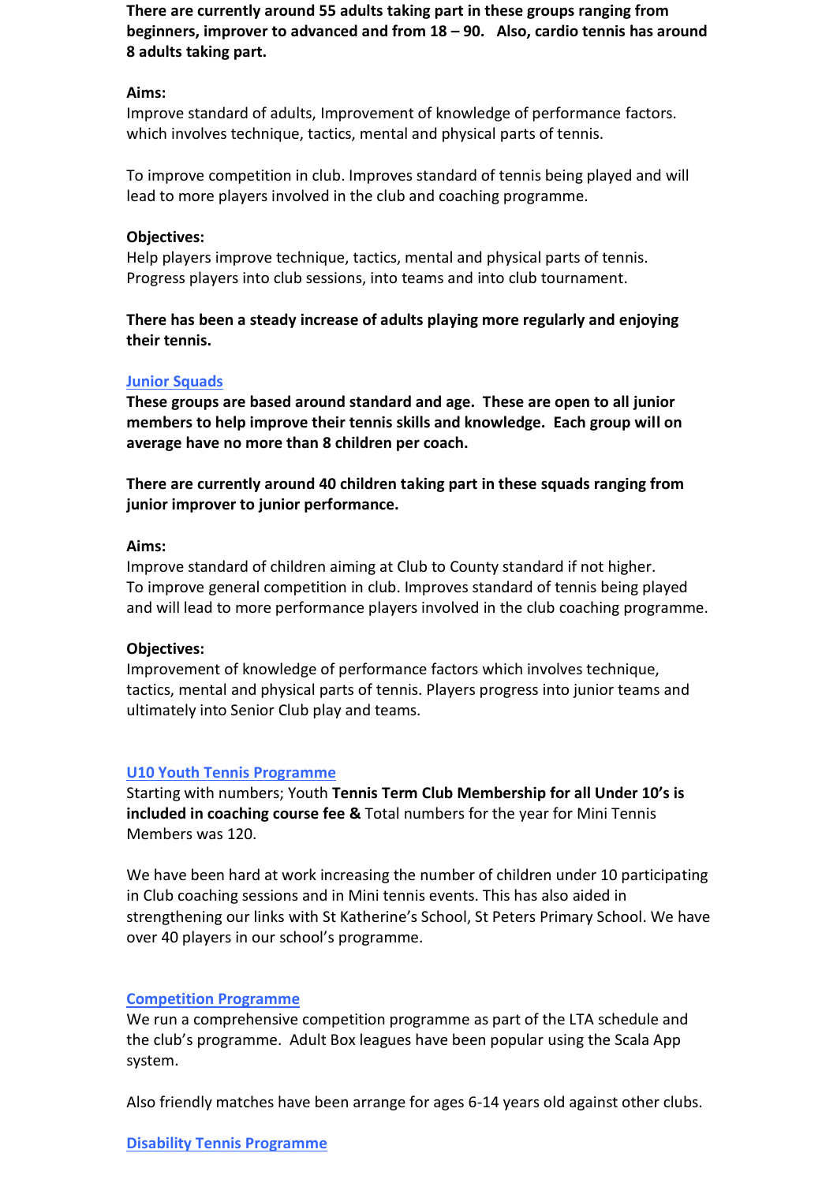**There are currently around 55 adults taking part in these groups ranging from beginners, improver to advanced and from 18 – 90. Also, cardio tennis has around 8 adults taking part.**

**Aims:**
Improve standard of adults, Improvement of knowledge of performance factors. which involves technique, tactics, mental and physical parts of tennis.

To improve competition in club. Improves standard of tennis being played and will lead to more players involved in the club and coaching programme.

**Objectives:**
Help players improve technique, tactics, mental and physical parts of tennis. Progress players into club sessions, into teams and into club tournament.

**There has been a steady increase of adults playing more regularly and enjoying their tennis.**

## Junior Squads

**These groups are based around standard and age. These are open to all junior members to help improve their tennis skills and knowledge. Each group will on average have no more than 8 children per coach.**

**There are currently around 40 children taking part in these squads ranging from junior improver to junior performance.**

**Aims:**
Improve standard of children aiming at Club to County standard if not higher. To improve general competition in club. Improves standard of tennis being played and will lead to more performance players involved in the club coaching programme.

**Objectives:**
Improvement of knowledge of performance factors which involves technique, tactics, mental and physical parts of tennis. Players progress into junior teams and ultimately into Senior Club play and teams.

## U10 Youth Tennis Programme

Starting with numbers; Youth **Tennis Term Club Membership for all Under 10's is included in coaching course fee &** Total numbers for the year for Mini Tennis Members was 120.

We have been hard at work increasing the number of children under 10 participating in Club coaching sessions and in Mini tennis events. This has also aided in strengthening our links with St Katherine's School, St Peters Primary School. We have over 40 players in our school's programme.

## Competition Programme

We run a comprehensive competition programme as part of the LTA schedule and the club's programme. Adult Box leagues have been popular using the Scala App system.

Also friendly matches have been arrange for ages 6-14 years old against other clubs.

## Disability Tennis Programme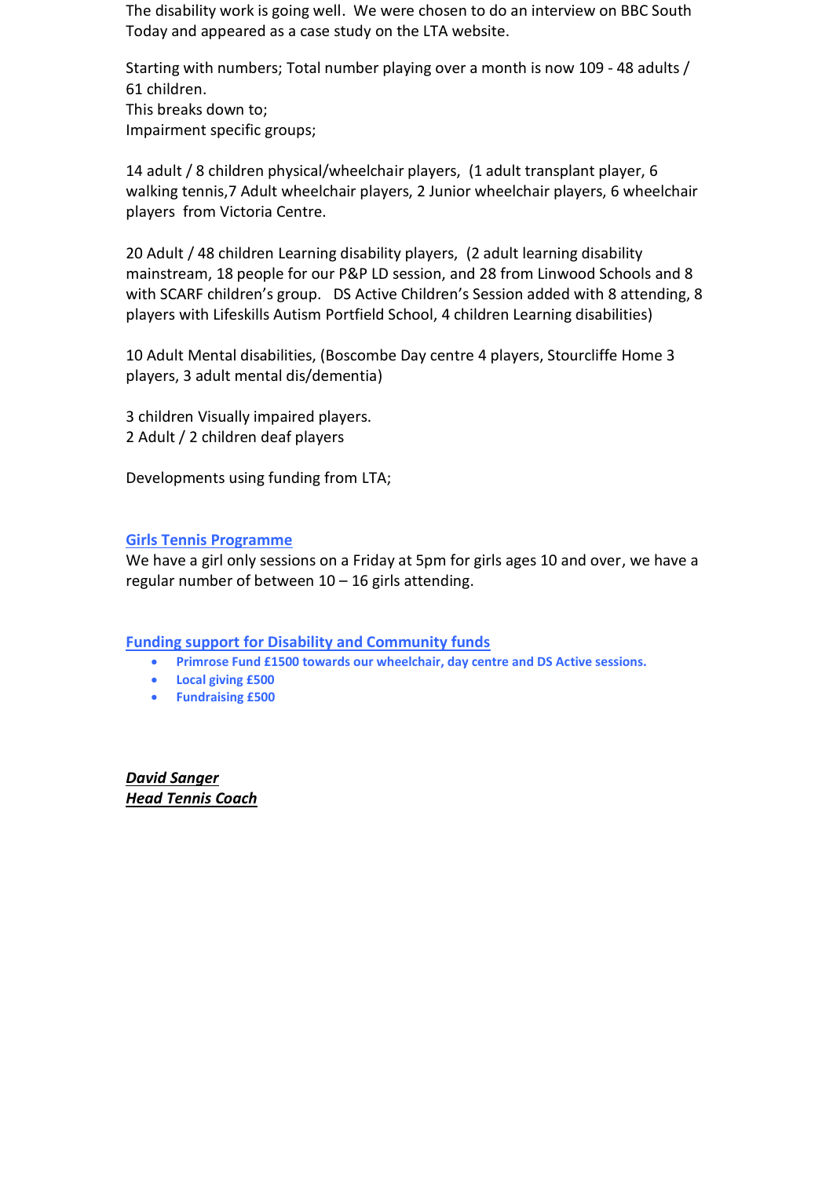The disability work is going well. We were chosen to do an interview on BBC South Today and appeared as a case study on the LTA website.

Starting with numbers; Total number playing over a month is now 109 - 48 adults / 61 children.
This breaks down to;
Impairment specific groups;

14 adult / 8 children physical/wheelchair players, (1 adult transplant player, 6 walking tennis,7 Adult wheelchair players, 2 Junior wheelchair players, 6 wheelchair players from Victoria Centre.

20 Adult / 48 children Learning disability players, (2 adult learning disability mainstream, 18 people for our P&P LD session, and 28 from Linwood Schools and 8 with SCARF children's group. DS Active Children's Session added with 8 attending, 8 players with Lifeskills Autism Portfield School, 4 children Learning disabilities)

10 Adult Mental disabilities, (Boscombe Day centre 4 players, Stourcliffe Home 3 players, 3 adult mental dis/dementia)

3 children Visually impaired players.
2 Adult / 2 children deaf players

Developments using funding from LTA;

## Girls Tennis Programme

We have a girl only sessions on a Friday at 5pm for girls ages 10 and over, we have a regular number of between 10 – 16 girls attending.

## Funding support for Disability and Community funds

- **Primrose Fund £1500 towards our wheelchair, day centre and DS Active sessions.**
- **Local giving £500**
- **Fundraising £500**

***David Sanger***
***Head Tennis Coach***